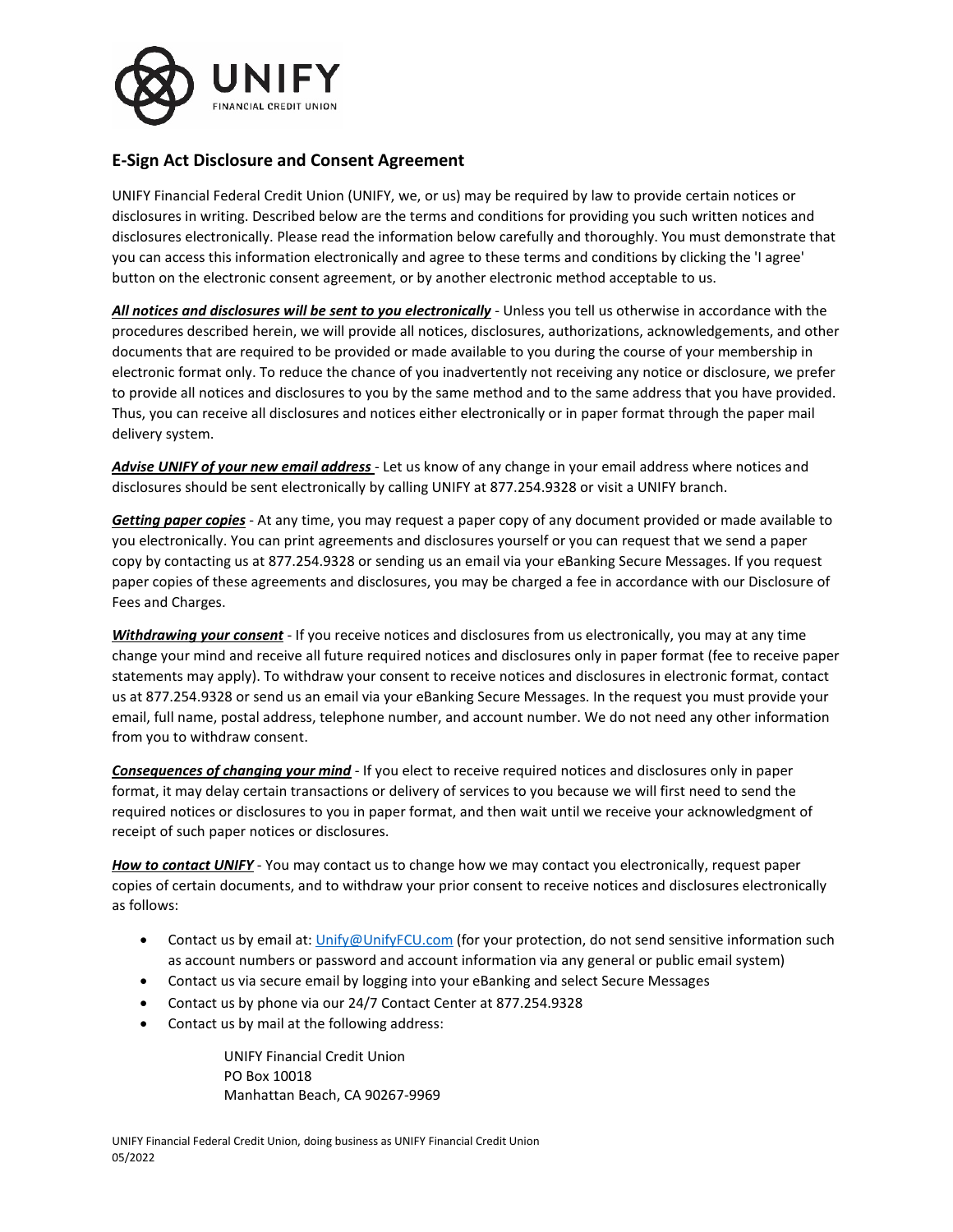UNIFY
FINANCIAL CREDIT UNION

## E-Sign Act Disclosure and Consent Agreement

UNIFY Financial Federal Credit Union (UNIFY, we, or us) may be required by law to provide certain notices or disclosures in writing. Described below are the terms and conditions for providing you such written notices and disclosures electronically. Please read the information below carefully and thoroughly. You must demonstrate that you can access this information electronically and agree to these terms and conditions by clicking the 'I agree' button on the electronic consent agreement, or by another electronic method acceptable to us.

***All notices and disclosures will be sent to you electronically*** - Unless you tell us otherwise in accordance with the procedures described herein, we will provide all notices, disclosures, authorizations, acknowledgements, and other documents that are required to be provided or made available to you during the course of your membership in electronic format only. To reduce the chance of you inadvertently not receiving any notice or disclosure, we prefer to provide all notices and disclosures to you by the same method and to the same address that you have provided. Thus, you can receive all disclosures and notices either electronically or in paper format through the paper mail delivery system.

***Advise UNIFY of your new email address*** - Let us know of any change in your email address where notices and disclosures should be sent electronically by calling UNIFY at 877.254.9328 or visit a UNIFY branch.

***Getting paper copies*** - At any time, you may request a paper copy of any document provided or made available to you electronically. You can print agreements and disclosures yourself or you can request that we send a paper copy by contacting us at 877.254.9328 or sending us an email via your eBanking Secure Messages. If you request paper copies of these agreements and disclosures, you may be charged a fee in accordance with our Disclosure of Fees and Charges.

***Withdrawing your consent*** - If you receive notices and disclosures from us electronically, you may at any time change your mind and receive all future required notices and disclosures only in paper format (fee to receive paper statements may apply). To withdraw your consent to receive notices and disclosures in electronic format, contact us at 877.254.9328 or send us an email via your eBanking Secure Messages. In the request you must provide your email, full name, postal address, telephone number, and account number. We do not need any other information from you to withdraw consent.

***Consequences of changing your mind*** - If you elect to receive required notices and disclosures only in paper format, it may delay certain transactions or delivery of services to you because we will first need to send the required notices or disclosures to you in paper format, and then wait until we receive your acknowledgment of receipt of such paper notices or disclosures.

***How to contact UNIFY*** - You may contact us to change how we may contact you electronically, request paper copies of certain documents, and to withdraw your prior consent to receive notices and disclosures electronically as follows:

- Contact us by email at: Unify@UnifyFCU.com (for your protection, do not send sensitive information such as account numbers or password and account information via any general or public email system)
- Contact us via secure email by logging into your eBanking and select Secure Messages
- Contact us by phone via our 24/7 Contact Center at 877.254.9328
- Contact us by mail at the following address:

  UNIFY Financial Credit Union
  PO Box 10018
  Manhattan Beach, CA 90267-9969

UNIFY Financial Federal Credit Union, doing business as UNIFY Financial Credit Union
05/2022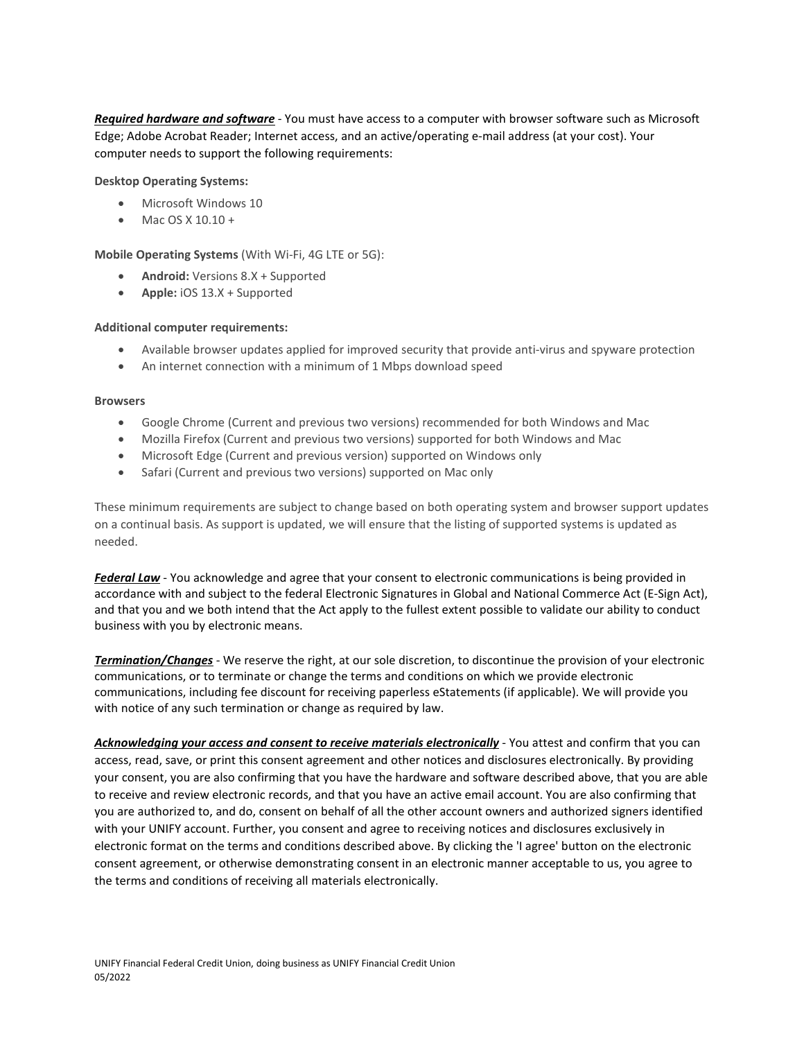***Required hardware and software*** - You must have access to a computer with browser software such as Microsoft Edge; Adobe Acrobat Reader; Internet access, and an active/operating e-mail address (at your cost). Your computer needs to support the following requirements:

**Desktop Operating Systems:**

- Microsoft Windows 10
- Mac OS X 10.10 +

**Mobile Operating Systems** (With Wi-Fi, 4G LTE or 5G):

- **Android:** Versions 8.X + Supported
- **Apple:** iOS 13.X + Supported

**Additional computer requirements:**

- Available browser updates applied for improved security that provide anti-virus and spyware protection
- An internet connection with a minimum of 1 Mbps download speed

**Browsers**

- Google Chrome (Current and previous two versions) recommended for both Windows and Mac
- Mozilla Firefox (Current and previous two versions) supported for both Windows and Mac
- Microsoft Edge (Current and previous version) supported on Windows only
- Safari (Current and previous two versions) supported on Mac only

These minimum requirements are subject to change based on both operating system and browser support updates on a continual basis. As support is updated, we will ensure that the listing of supported systems is updated as needed.

***Federal Law*** - You acknowledge and agree that your consent to electronic communications is being provided in accordance with and subject to the federal Electronic Signatures in Global and National Commerce Act (E-Sign Act), and that you and we both intend that the Act apply to the fullest extent possible to validate our ability to conduct business with you by electronic means.

***Termination/Changes*** - We reserve the right, at our sole discretion, to discontinue the provision of your electronic communications, or to terminate or change the terms and conditions on which we provide electronic communications, including fee discount for receiving paperless eStatements (if applicable). We will provide you with notice of any such termination or change as required by law.

***Acknowledging your access and consent to receive materials electronically*** - You attest and confirm that you can access, read, save, or print this consent agreement and other notices and disclosures electronically. By providing your consent, you are also confirming that you have the hardware and software described above, that you are able to receive and review electronic records, and that you have an active email account. You are also confirming that you are authorized to, and do, consent on behalf of all the other account owners and authorized signers identified with your UNIFY account. Further, you consent and agree to receiving notices and disclosures exclusively in electronic format on the terms and conditions described above. By clicking the 'I agree' button on the electronic consent agreement, or otherwise demonstrating consent in an electronic manner acceptable to us, you agree to the terms and conditions of receiving all materials electronically.

UNIFY Financial Federal Credit Union, doing business as UNIFY Financial Credit Union
05/2022